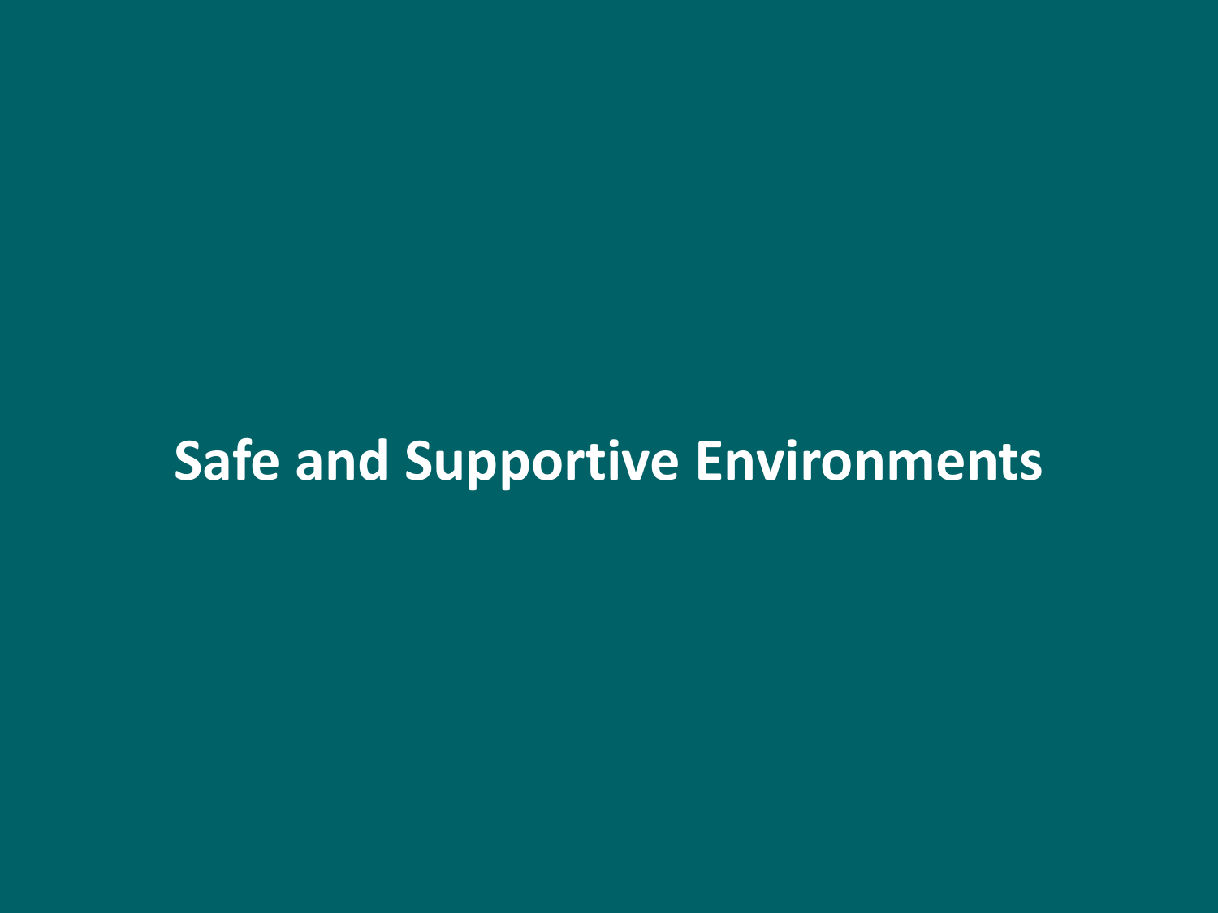# Safe and Supportive Environments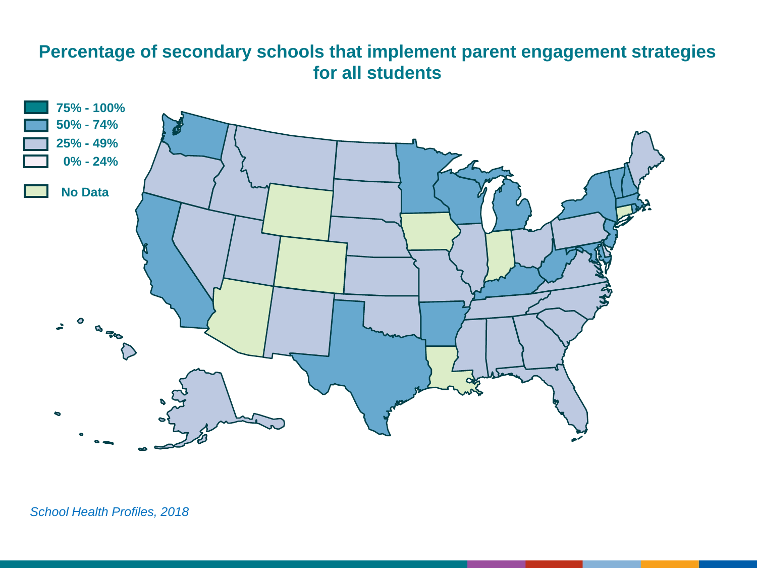# Percentage of secondary schools that implement parent engagement strategies for all students

- 75% - 100%
- 50% - 74%
- 25% - 49%
- 0% - 24%
- No Data

*School Health Profiles, 2018*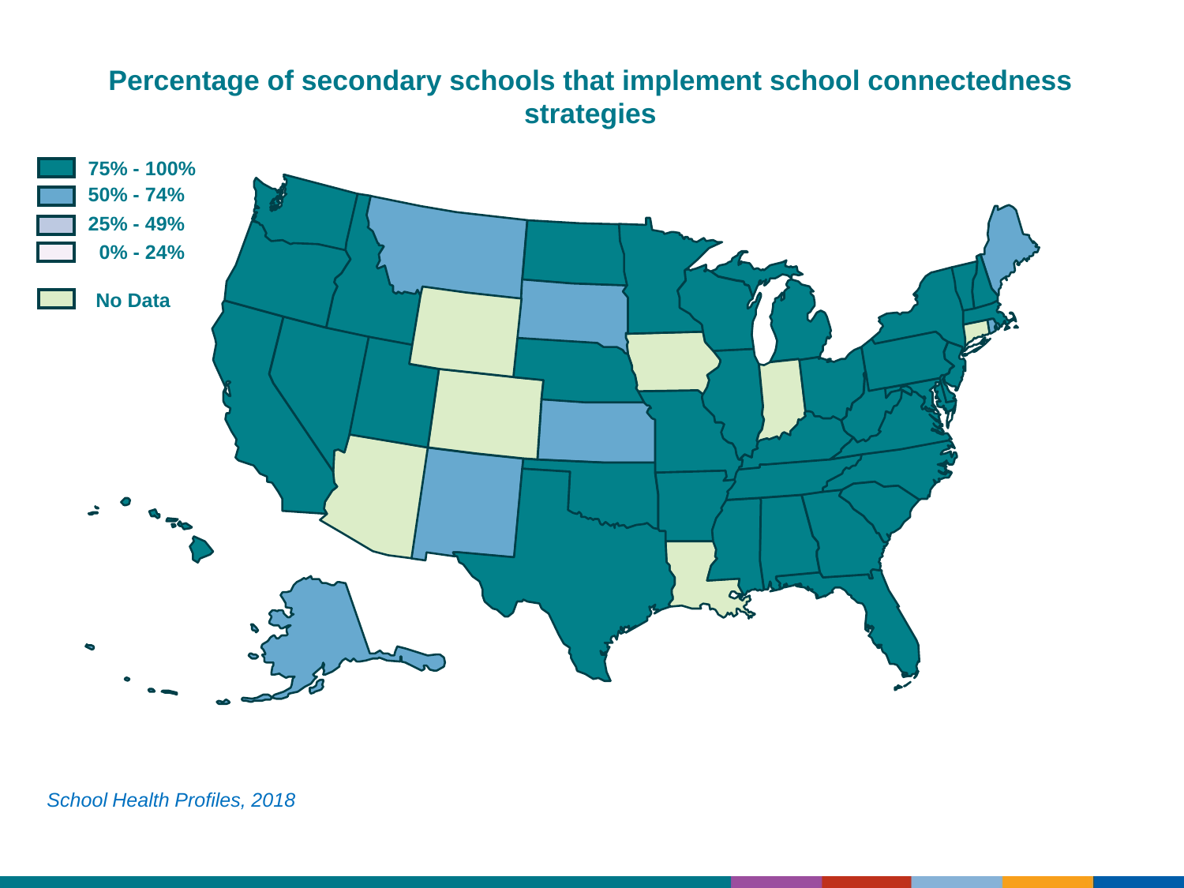# Percentage of secondary schools that implement school connectedness strategies

- 75% - 100%
- 50% - 74%
- 25% - 49%
- 0% - 24%
- No Data

*School Health Profiles, 2018*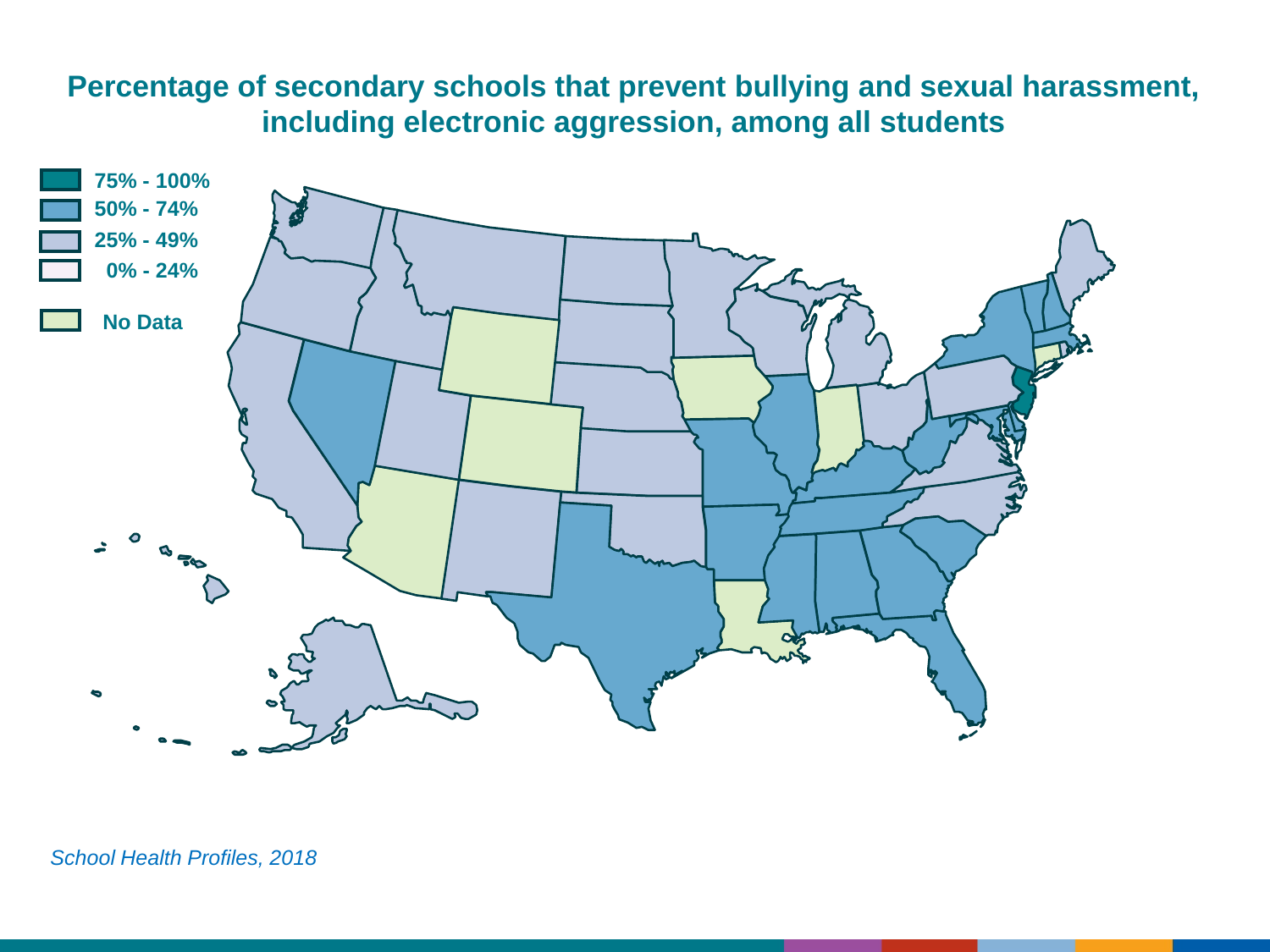# Percentage of secondary schools that prevent bullying and sexual harassment, including electronic aggression, among all students

- 75% - 100%
- 50% - 74%
- 25% - 49%
- 0% - 24%
- No Data

*School Health Profiles, 2018*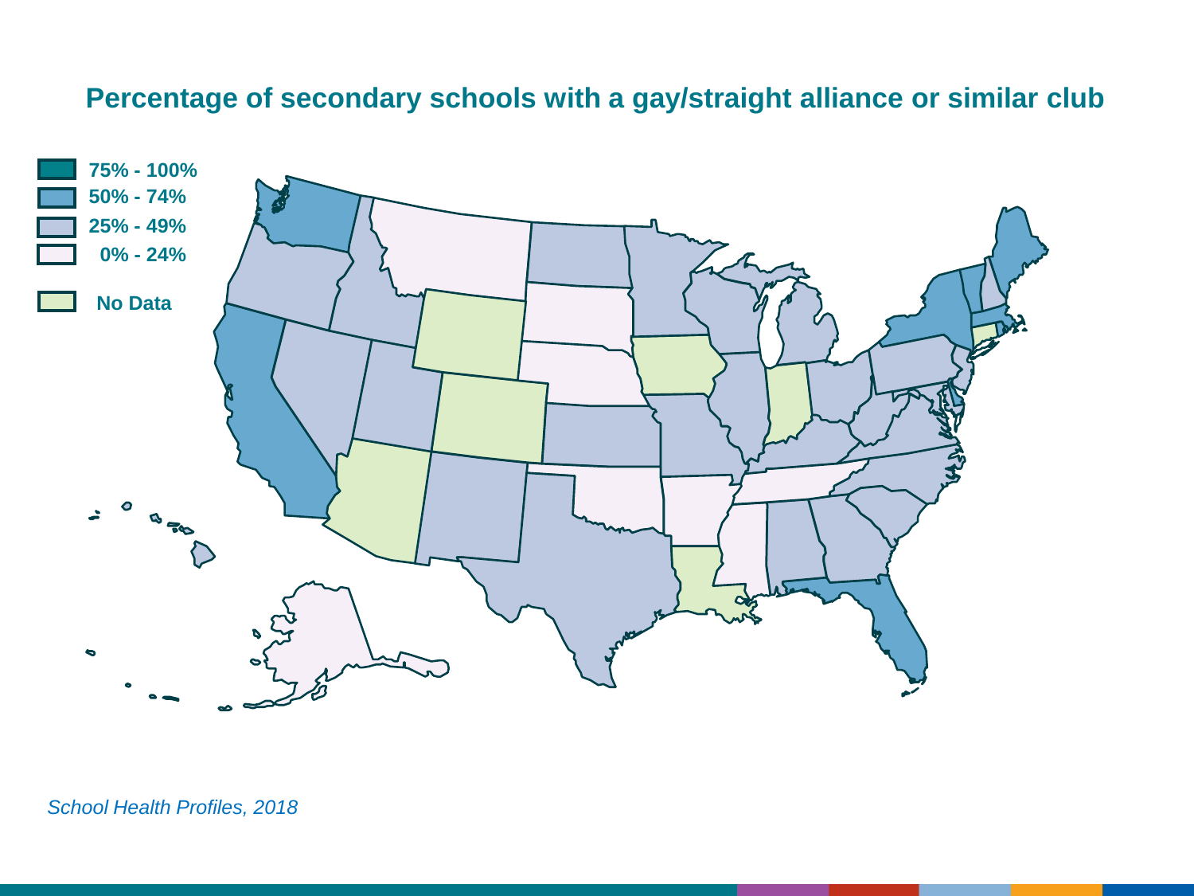# Percentage of secondary schools with a gay/straight alliance or similar club

- 75% - 100%
- 50% - 74%
- 25% - 49%
- 0% - 24%
- No Data

*School Health Profiles, 2018*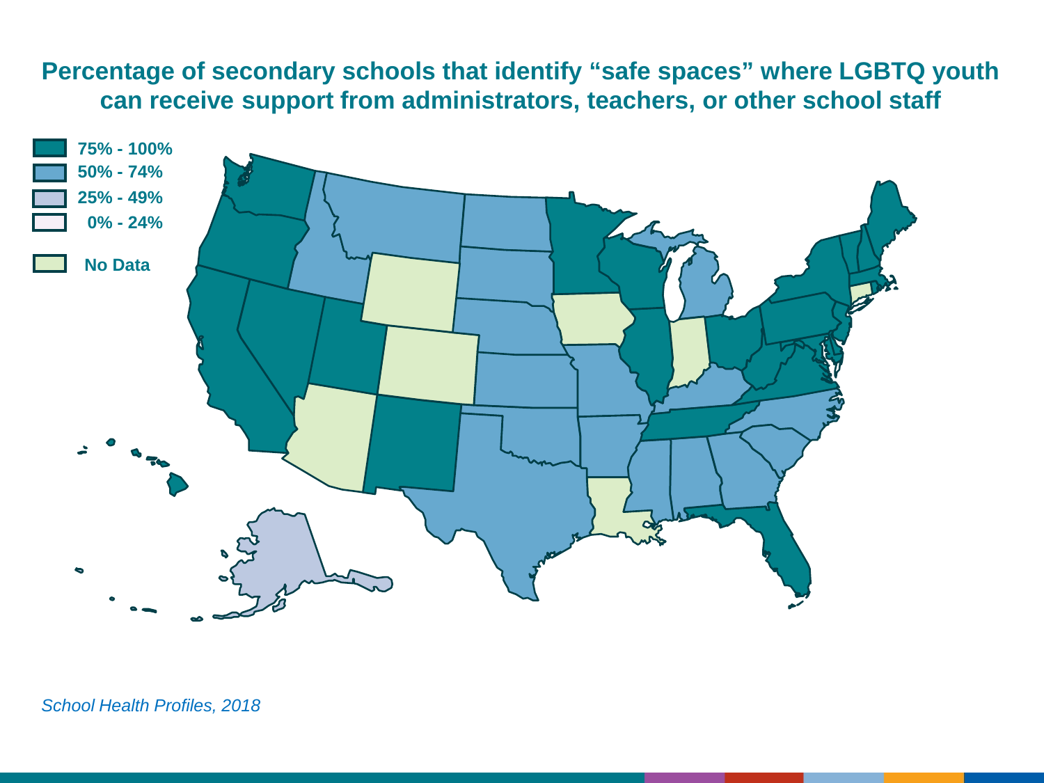# Percentage of secondary schools that identify “safe spaces” where LGBTQ youth can receive support from administrators, teachers, or other school staff

- 75% - 100%
- 50% - 74%
- 25% - 49%
- 0% - 24%
- No Data

*School Health Profiles, 2018*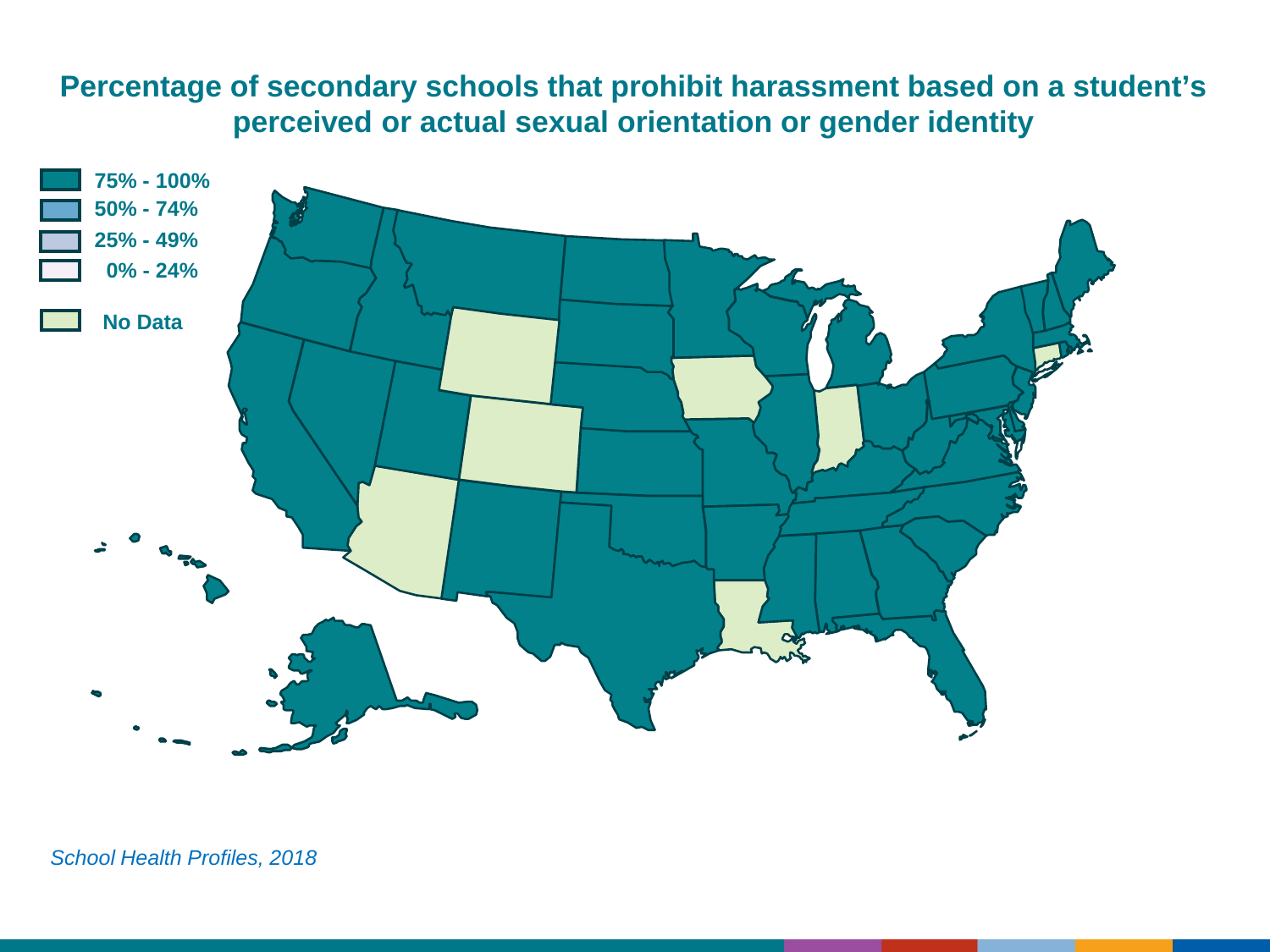# Percentage of secondary schools that prohibit harassment based on a student's perceived or actual sexual orientation or gender identity

- 75% - 100%
- 50% - 74%
- 25% - 49%
- 0% - 24%
- No Data

*School Health Profiles, 2018*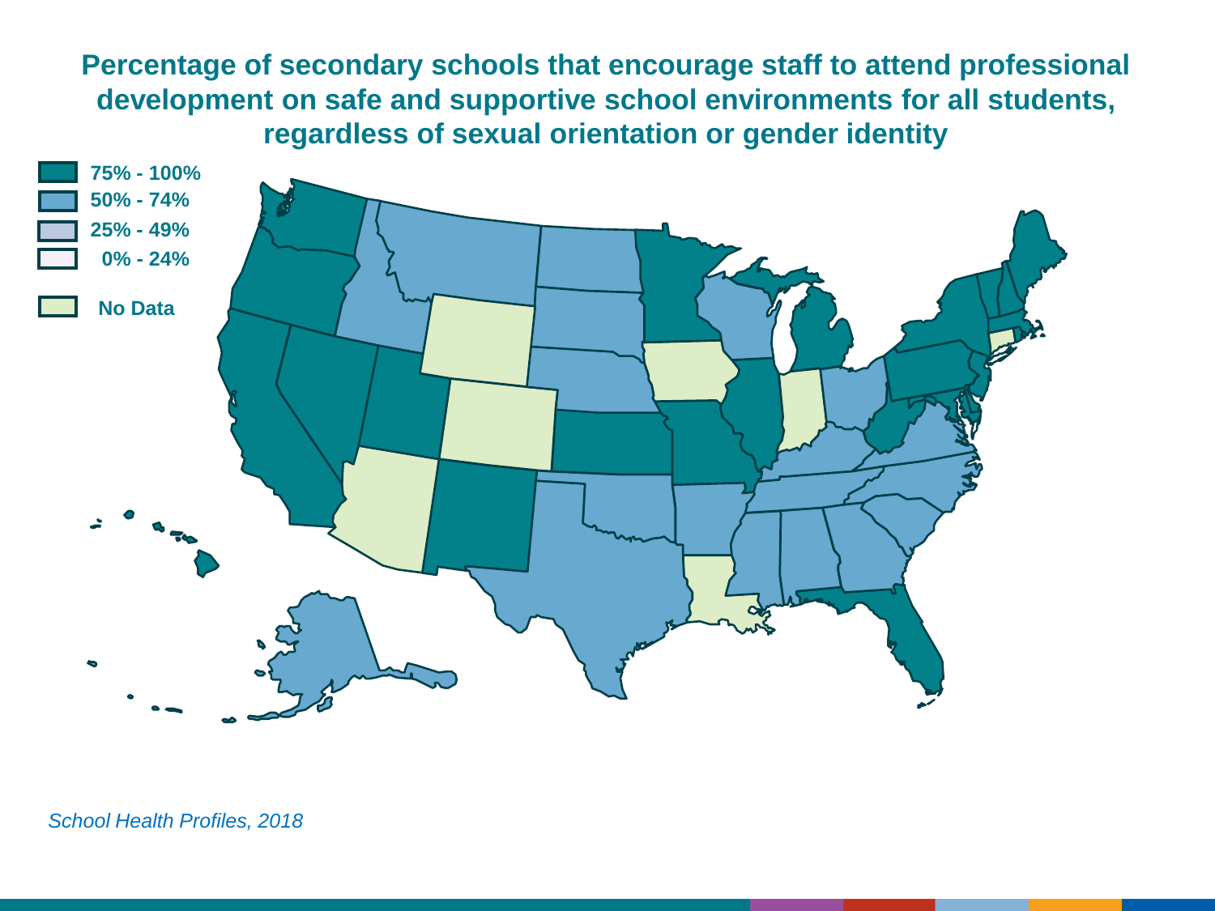# Percentage of secondary schools that encourage staff to attend professional development on safe and supportive school environments for all students, regardless of sexual orientation or gender identity

- 75% - 100%
- 50% - 74%
- 25% - 49%
- 0% - 24%
- No Data

*School Health Profiles, 2018*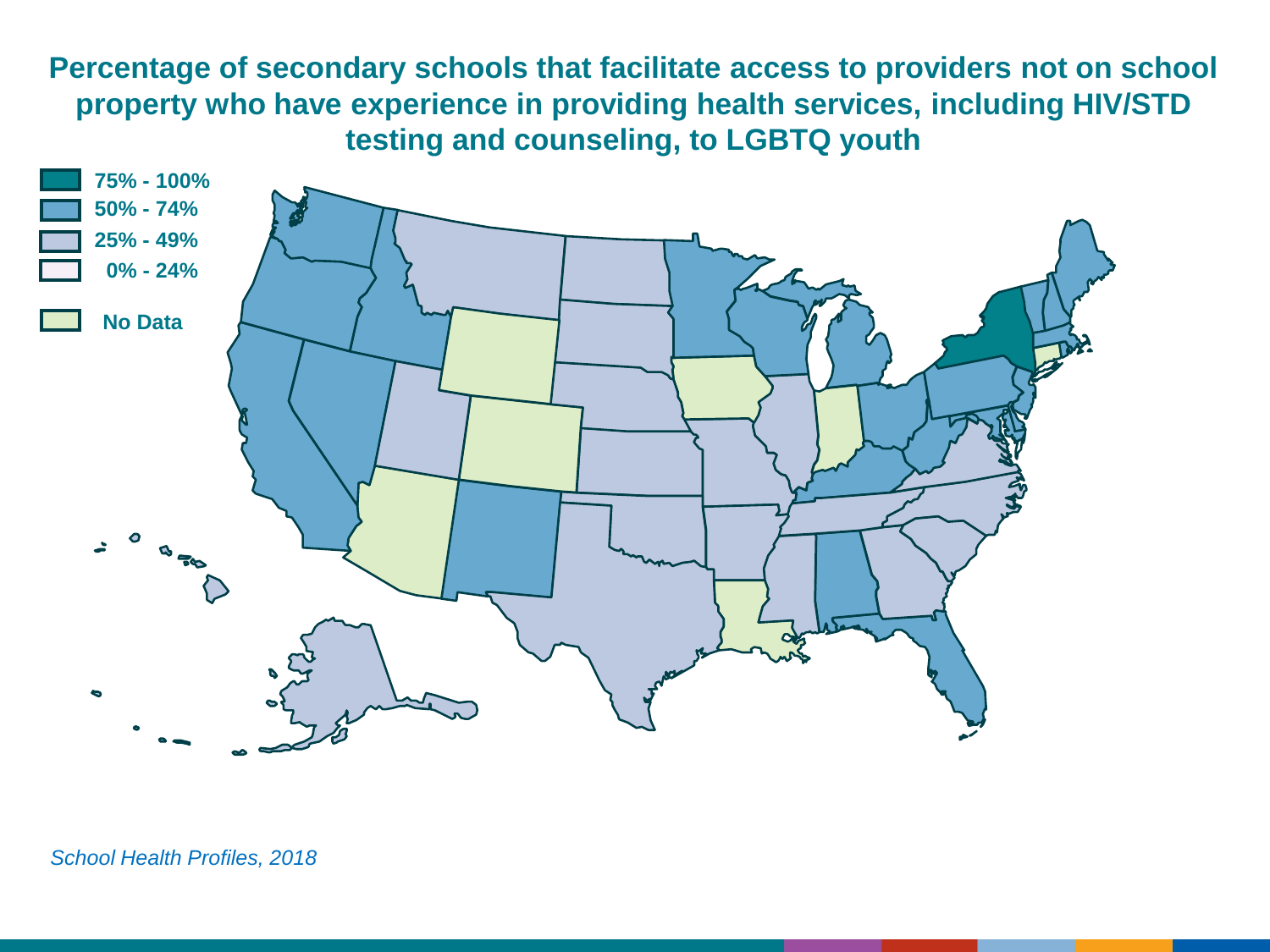# Percentage of secondary schools that facilitate access to providers not on school property who have experience in providing health services, including HIV/STD testing and counseling, to LGBTQ youth

- 75% - 100%
- 50% - 74%
- 25% - 49%
- 0% - 24%
- No Data

*School Health Profiles, 2018*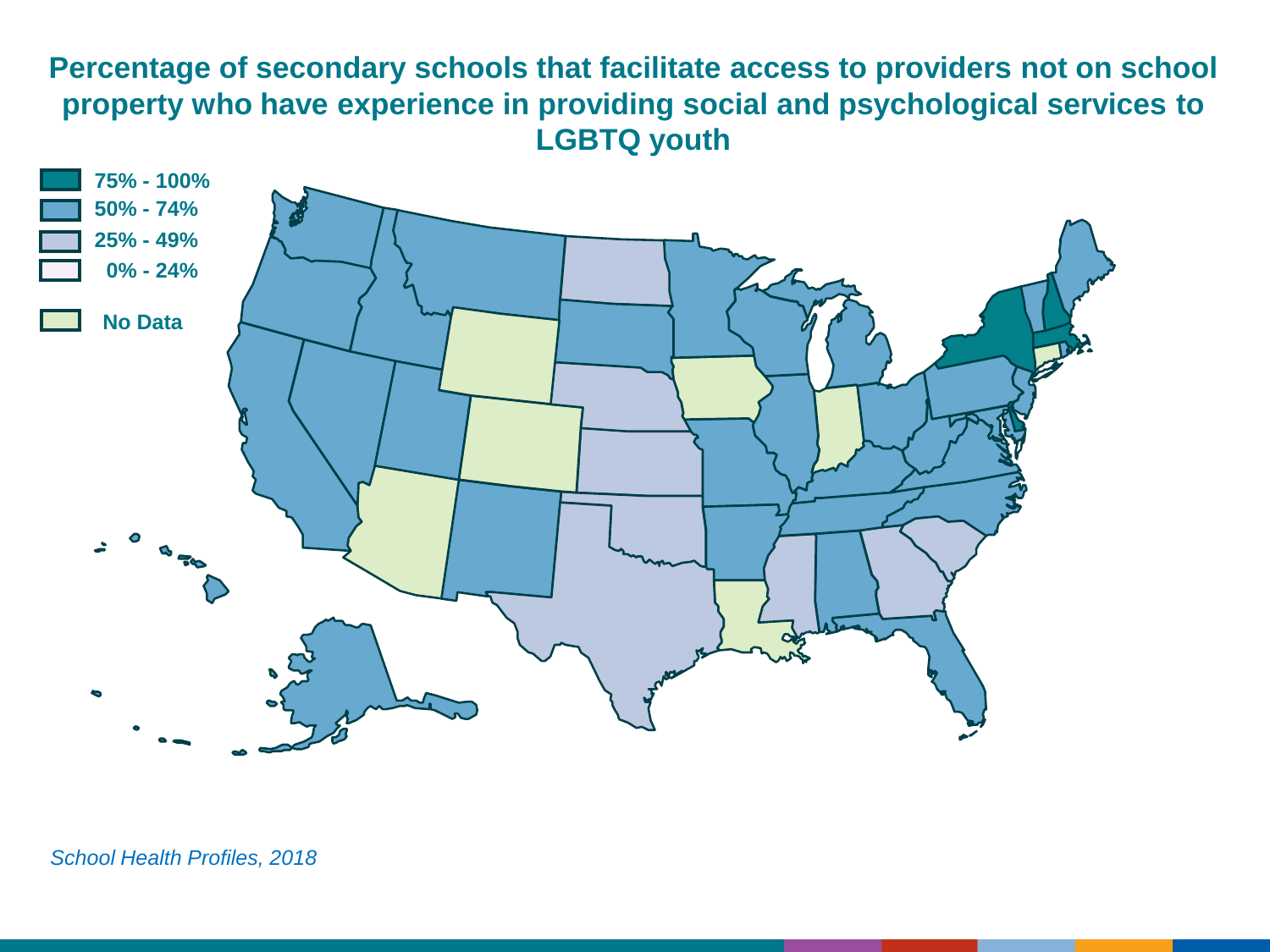# Percentage of secondary schools that facilitate access to providers not on school property who have experience in providing social and psychological services to LGBTQ youth

- 75% - 100%
- 50% - 74%
- 25% - 49%
- 0% - 24%
- No Data

*School Health Profiles, 2018*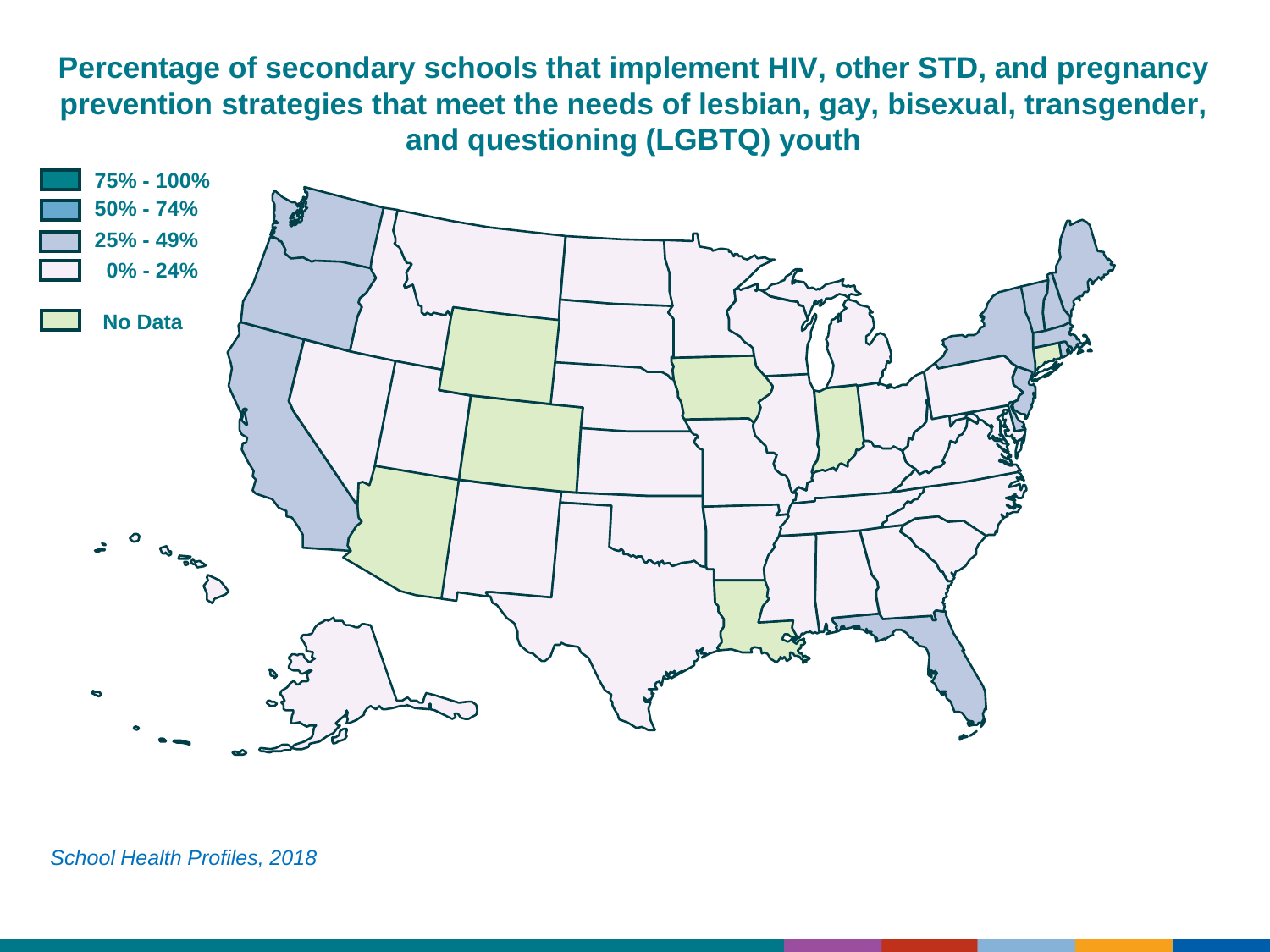# Percentage of secondary schools that implement HIV, other STD, and pregnancy prevention strategies that meet the needs of lesbian, gay, bisexual, transgender, and questioning (LGBTQ) youth

75% - 100%

50% - 74%

25% - 49%

0% - 24%

No Data

*School Health Profiles, 2018*